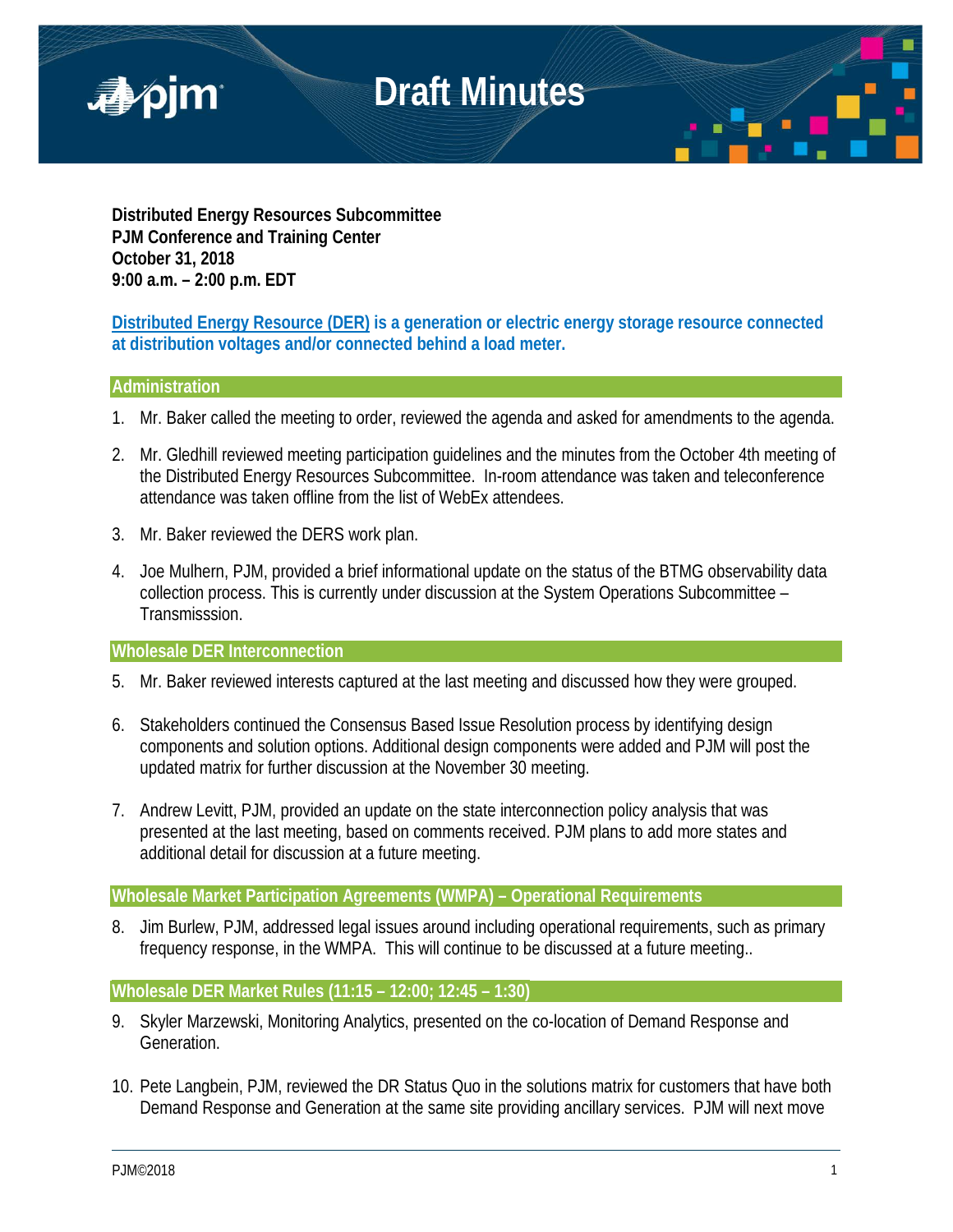# Draft Minutes

**Distributed Energy Resources Subcommittee**
**PJM Conference and Training Center**
**October 31, 2018**
**9:00 a.m. – 2:00 p.m. EDT**

**Distributed Energy Resource (DER) is a generation or electric energy storage resource connected at distribution voltages and/or connected behind a load meter.**

## Administration

1. Mr. Baker called the meeting to order, reviewed the agenda and asked for amendments to the agenda.

2. Mr. Gledhill reviewed meeting participation guidelines and the minutes from the October 4th meeting of the Distributed Energy Resources Subcommittee. In-room attendance was taken and teleconference attendance was taken offline from the list of WebEx attendees.

3. Mr. Baker reviewed the DERS work plan.

4. Joe Mulhern, PJM, provided a brief informational update on the status of the BTMG observability data collection process. This is currently under discussion at the System Operations Subcommittee – Transmisssion.

## Wholesale DER Interconnection

5. Mr. Baker reviewed interests captured at the last meeting and discussed how they were grouped.

6. Stakeholders continued the Consensus Based Issue Resolution process by identifying design components and solution options. Additional design components were added and PJM will post the updated matrix for further discussion at the November 30 meeting.

7. Andrew Levitt, PJM, provided an update on the state interconnection policy analysis that was presented at the last meeting, based on comments received. PJM plans to add more states and additional detail for discussion at a future meeting.

## Wholesale Market Participation Agreements (WMPA) – Operational Requirements

8. Jim Burlew, PJM, addressed legal issues around including operational requirements, such as primary frequency response, in the WMPA. This will continue to be discussed at a future meeting..

## Wholesale DER Market Rules (11:15 – 12:00; 12:45 – 1:30)

9. Skyler Marzewski, Monitoring Analytics, presented on the co-location of Demand Response and Generation.

10. Pete Langbein, PJM, reviewed the DR Status Quo in the solutions matrix for customers that have both Demand Response and Generation at the same site providing ancillary services. PJM will next move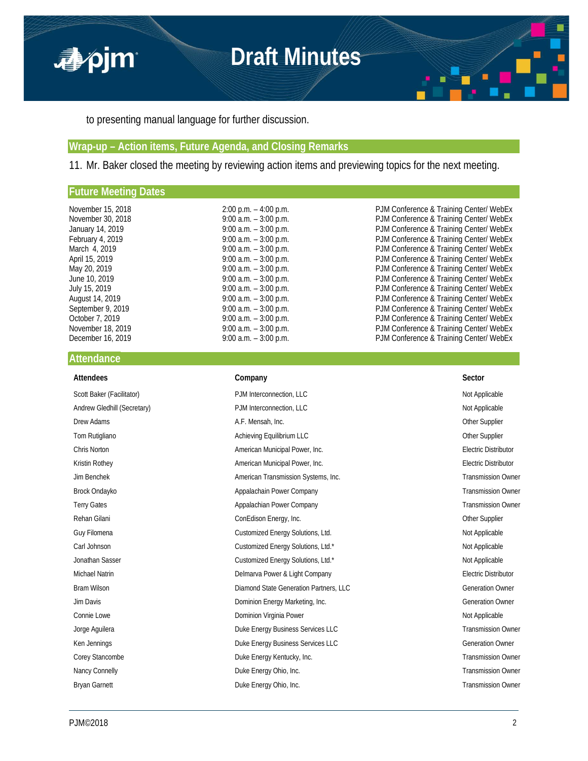to presenting manual language for further discussion.

## Wrap-up – Action items, Future Agenda, and Closing Remarks

11. Mr. Baker closed the meeting by reviewing action items and previewing topics for the next meeting.

## Future Meeting Dates

| | | |
|---|---|---|
| November 15, 2018 | 2:00 p.m. – 4:00 p.m. | PJM Conference & Training Center/ WebEx |
| November 30, 2018 | 9:00 a.m. – 3:00 p.m. | PJM Conference & Training Center/ WebEx |
| January 14, 2019 | 9:00 a.m. – 3:00 p.m. | PJM Conference & Training Center/ WebEx |
| February 4, 2019 | 9:00 a.m. – 3:00 p.m. | PJM Conference & Training Center/ WebEx |
| March 4, 2019 | 9:00 a.m. – 3:00 p.m. | PJM Conference & Training Center/ WebEx |
| April 15, 2019 | 9:00 a.m. – 3:00 p.m. | PJM Conference & Training Center/ WebEx |
| May 20, 2019 | 9:00 a.m. – 3:00 p.m. | PJM Conference & Training Center/ WebEx |
| June 10, 2019 | 9:00 a.m. – 3:00 p.m. | PJM Conference & Training Center/ WebEx |
| July 15, 2019 | 9:00 a.m. – 3:00 p.m. | PJM Conference & Training Center/ WebEx |
| August 14, 2019 | 9:00 a.m. – 3:00 p.m. | PJM Conference & Training Center/ WebEx |
| September 9, 2019 | 9:00 a.m. – 3:00 p.m. | PJM Conference & Training Center/ WebEx |
| October 7, 2019 | 9:00 a.m. – 3:00 p.m. | PJM Conference & Training Center/ WebEx |
| November 18, 2019 | 9:00 a.m. – 3:00 p.m. | PJM Conference & Training Center/ WebEx |
| December 16, 2019 | 9:00 a.m. – 3:00 p.m. | PJM Conference & Training Center/ WebEx |

## Attendance

| Attendees | Company | Sector |
|---|---|---|
| Scott Baker (Facilitator) | PJM Interconnection, LLC | Not Applicable |
| Andrew Gledhill (Secretary) | PJM Interconnection, LLC | Not Applicable |
| Drew Adams | A.F. Mensah, Inc. | Other Supplier |
| Tom Rutigliano | Achieving Equilibrium LLC | Other Supplier |
| Chris Norton | American Municipal Power, Inc. | Electric Distributor |
| Kristin Rothey | American Municipal Power, Inc. | Electric Distributor |
| Jim Benchek | American Transmission Systems, Inc. | Transmission Owner |
| Brock Ondayko | Appalachain Power Company | Transmission Owner |
| Terry Gates | Appalachian Power Company | Transmission Owner |
| Rehan Gilani | ConEdison Energy, Inc. | Other Supplier |
| Guy Filomena | Customized Energy Solutions, Ltd. | Not Applicable |
| Carl Johnson | Customized Energy Solutions, Ltd.* | Not Applicable |
| Jonathan Sasser | Customized Energy Solutions, Ltd.* | Not Applicable |
| Michael Natrin | Delmarva Power & Light Company | Electric Distributor |
| Bram Wilson | Diamond State Generation Partners, LLC | Generation Owner |
| Jim Davis | Dominion Energy Marketing, Inc. | Generation Owner |
| Connie Lowe | Dominion Virginia Power | Not Applicable |
| Jorge Aguilera | Duke Energy Business Services LLC | Transmission Owner |
| Ken Jennings | Duke Energy Business Services LLC | Generation Owner |
| Corey Stancombe | Duke Energy Kentucky, Inc. | Transmission Owner |
| Nancy Connelly | Duke Energy Ohio, Inc. | Transmission Owner |
| Bryan Garnett | Duke Energy Ohio, Inc. | Transmission Owner |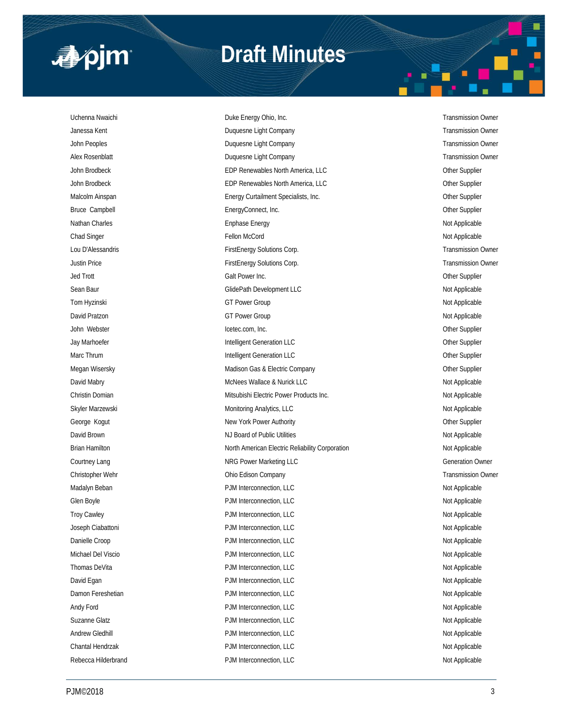| | | |
|---|---|---|
| Uchenna Nwaichi | Duke Energy Ohio, Inc. | Transmission Owner |
| Janessa Kent | Duquesne Light Company | Transmission Owner |
| John Peoples | Duquesne Light Company | Transmission Owner |
| Alex Rosenblatt | Duquesne Light Company | Transmission Owner |
| John Brodbeck | EDP Renewables North America, LLC | Other Supplier |
| John Brodbeck | EDP Renewables North America, LLC | Other Supplier |
| Malcolm Ainspan | Energy Curtailment Specialists, Inc. | Other Supplier |
| Bruce Campbell | EnergyConnect, Inc. | Other Supplier |
| Nathan Charles | Enphase Energy | Not Applicable |
| Chad Singer | Fellon McCord | Not Applicable |
| Lou D'Alessandris | FirstEnergy Solutions Corp. | Transmission Owner |
| Justin Price | FirstEnergy Solutions Corp. | Transmission Owner |
| Jed Trott | Galt Power Inc. | Other Supplier |
| Sean Baur | GlidePath Development LLC | Not Applicable |
| Tom Hyzinski | GT Power Group | Not Applicable |
| David Pratzon | GT Power Group | Not Applicable |
| John Webster | Icetec.com, Inc. | Other Supplier |
| Jay Marhoefer | Intelligent Generation LLC | Other Supplier |
| Marc Thrum | Intelligent Generation LLC | Other Supplier |
| Megan Wisersky | Madison Gas & Electric Company | Other Supplier |
| David Mabry | McNees Wallace & Nurick LLC | Not Applicable |
| Christin Domian | Mitsubishi Electric Power Products Inc. | Not Applicable |
| Skyler Marzewski | Monitoring Analytics, LLC | Not Applicable |
| George Kogut | New York Power Authority | Other Supplier |
| David Brown | NJ Board of Public Utilities | Not Applicable |
| Brian Hamilton | North American Electric Reliability Corporation | Not Applicable |
| Courtney Lang | NRG Power Marketing LLC | Generation Owner |
| Christopher Wehr | Ohio Edison Company | Transmission Owner |
| Madalyn Beban | PJM Interconnection, LLC | Not Applicable |
| Glen Boyle | PJM Interconnection, LLC | Not Applicable |
| Troy Cawley | PJM Interconnection, LLC | Not Applicable |
| Joseph Ciabattoni | PJM Interconnection, LLC | Not Applicable |
| Danielle Croop | PJM Interconnection, LLC | Not Applicable |
| Michael Del Viscio | PJM Interconnection, LLC | Not Applicable |
| Thomas DeVita | PJM Interconnection, LLC | Not Applicable |
| David Egan | PJM Interconnection, LLC | Not Applicable |
| Damon Fereshetian | PJM Interconnection, LLC | Not Applicable |
| Andy Ford | PJM Interconnection, LLC | Not Applicable |
| Suzanne Glatz | PJM Interconnection, LLC | Not Applicable |
| Andrew Gledhill | PJM Interconnection, LLC | Not Applicable |
| Chantal Hendrzak | PJM Interconnection, LLC | Not Applicable |
| Rebecca Hilderbrand | PJM Interconnection, LLC | Not Applicable |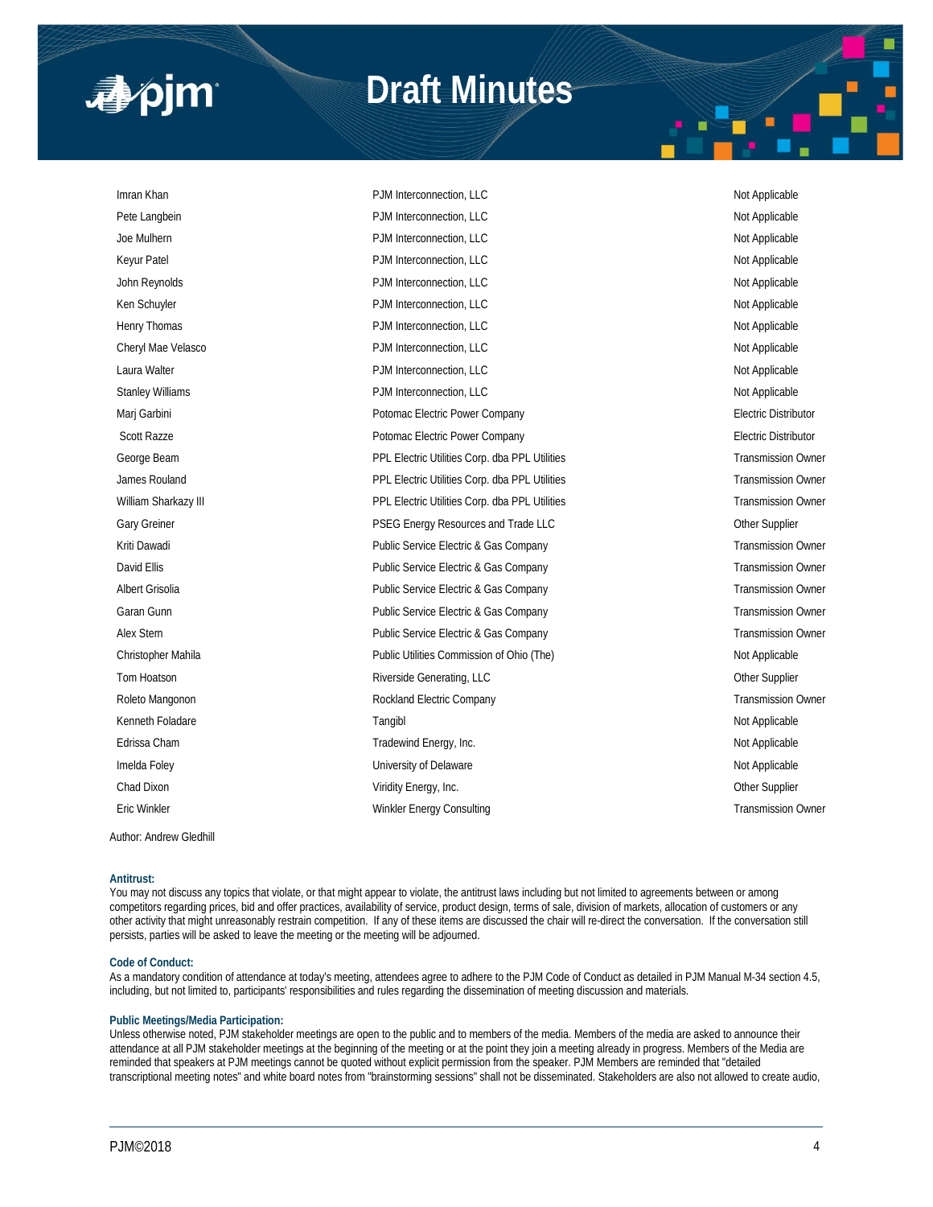| | | |
|---|---|---|
| Imran Khan | PJM Interconnection, LLC | Not Applicable |
| Pete Langbein | PJM Interconnection, LLC | Not Applicable |
| Joe Mulhern | PJM Interconnection, LLC | Not Applicable |
| Keyur Patel | PJM Interconnection, LLC | Not Applicable |
| John Reynolds | PJM Interconnection, LLC | Not Applicable |
| Ken Schuyler | PJM Interconnection, LLC | Not Applicable |
| Henry Thomas | PJM Interconnection, LLC | Not Applicable |
| Cheryl Mae Velasco | PJM Interconnection, LLC | Not Applicable |
| Laura Walter | PJM Interconnection, LLC | Not Applicable |
| Stanley Williams | PJM Interconnection, LLC | Not Applicable |
| Marj Garbini | Potomac Electric Power Company | Electric Distributor |
| Scott Razze | Potomac Electric Power Company | Electric Distributor |
| George Beam | PPL Electric Utilities Corp. dba PPL Utilities | Transmission Owner |
| James Rouland | PPL Electric Utilities Corp. dba PPL Utilities | Transmission Owner |
| William Sharkazy III | PPL Electric Utilities Corp. dba PPL Utilities | Transmission Owner |
| Gary Greiner | PSEG Energy Resources and Trade LLC | Other Supplier |
| Kriti Dawadi | Public Service Electric & Gas Company | Transmission Owner |
| David Ellis | Public Service Electric & Gas Company | Transmission Owner |
| Albert Grisolia | Public Service Electric & Gas Company | Transmission Owner |
| Garan Gunn | Public Service Electric & Gas Company | Transmission Owner |
| Alex Stern | Public Service Electric & Gas Company | Transmission Owner |
| Christopher Mahila | Public Utilities Commission of Ohio (The) | Not Applicable |
| Tom Hoatson | Riverside Generating, LLC | Other Supplier |
| Roleto Mangonon | Rockland Electric Company | Transmission Owner |
| Kenneth Foladare | Tangibl | Not Applicable |
| Edrissa Cham | Tradewind Energy, Inc. | Not Applicable |
| Imelda Foley | University of Delaware | Not Applicable |
| Chad Dixon | Viridity Energy, Inc. | Other Supplier |
| Eric Winkler | Winkler Energy Consulting | Transmission Owner |

Author: Andrew Gledhill

**Antitrust:**
You may not discuss any topics that violate, or that might appear to violate, the antitrust laws including but not limited to agreements between or among competitors regarding prices, bid and offer practices, availability of service, product design, terms of sale, division of markets, allocation of customers or any other activity that might unreasonably restrain competition. If any of these items are discussed the chair will re-direct the conversation. If the conversation still persists, parties will be asked to leave the meeting or the meeting will be adjourned.

**Code of Conduct:**
As a mandatory condition of attendance at today's meeting, attendees agree to adhere to the PJM Code of Conduct as detailed in PJM Manual M-34 section 4.5, including, but not limited to, participants' responsibilities and rules regarding the dissemination of meeting discussion and materials.

**Public Meetings/Media Participation:**
Unless otherwise noted, PJM stakeholder meetings are open to the public and to members of the media. Members of the media are asked to announce their attendance at all PJM stakeholder meetings at the beginning of the meeting or at the point they join a meeting already in progress. Members of the Media are reminded that speakers at PJM meetings cannot be quoted without explicit permission from the speaker. PJM Members are reminded that "detailed transcriptional meeting notes" and white board notes from "brainstorming sessions" shall not be disseminated. Stakeholders are also not allowed to create audio,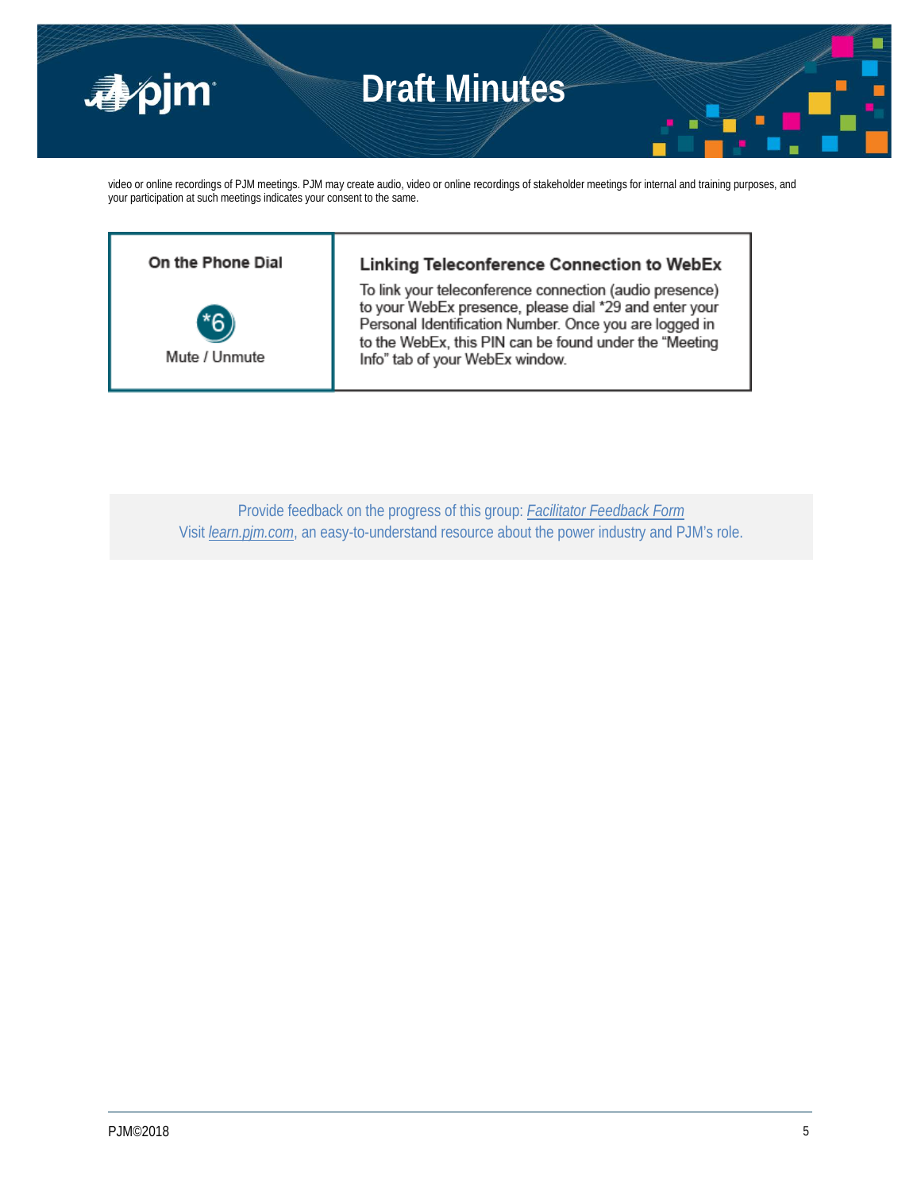video or online recordings of PJM meetings. PJM may create audio, video or online recordings of stakeholder meetings for internal and training purposes, and your participation at such meetings indicates your consent to the same.

| On the Phone Dial | Linking Teleconference Connection to WebEx |
| --- | --- |
| *6 Mute / Unmute | To link your teleconference connection (audio presence) to your WebEx presence, please dial *29 and enter your Personal Identification Number. Once you are logged in to the WebEx, this PIN can be found under the "Meeting Info" tab of your WebEx window. |

Provide feedback on the progress of this group: *Facilitator Feedback Form*
Visit *learn.pjm.com*, an easy-to-understand resource about the power industry and PJM's role.